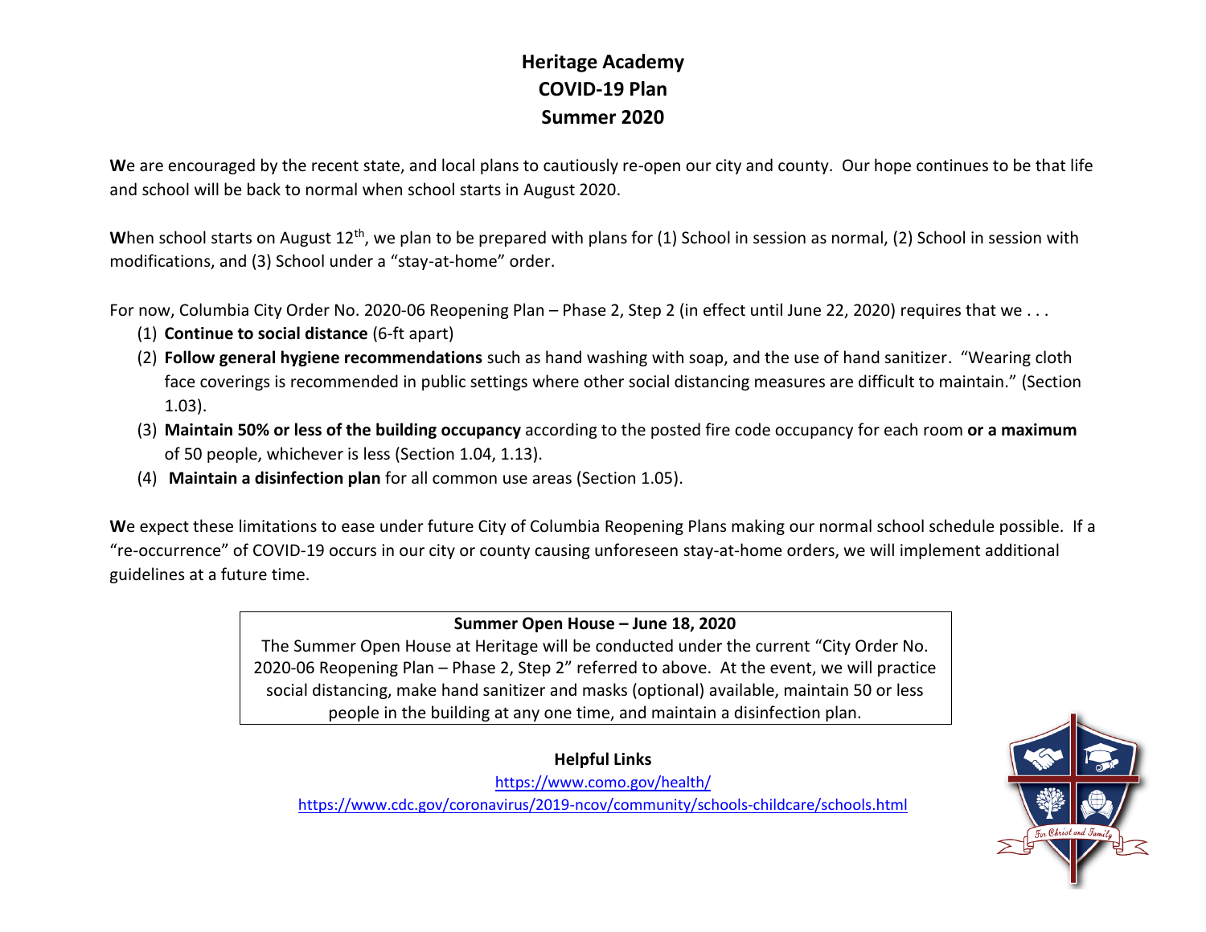# Heritage Academy
# COVID-19 Plan
# Summer 2020

**W**e are encouraged by the recent state, and local plans to cautiously re-open our city and county. Our hope continues to be that life and school will be back to normal when school starts in August 2020.

**W**hen school starts on August 12th, we plan to be prepared with plans for (1) School in session as normal, (2) School in session with modifications, and (3) School under a "stay-at-home" order.

For now, Columbia City Order No. 2020-06 Reopening Plan – Phase 2, Step 2 (in effect until June 22, 2020) requires that we . . .

(1) **Continue to social distance** (6-ft apart)
(2) **Follow general hygiene recommendations** such as hand washing with soap, and the use of hand sanitizer. "Wearing cloth face coverings is recommended in public settings where other social distancing measures are difficult to maintain." (Section 1.03).
(3) **Maintain 50% or less of the building occupancy** according to the posted fire code occupancy for each room **or a maximum** of 50 people, whichever is less (Section 1.04, 1.13).
(4) **Maintain a disinfection plan** for all common use areas (Section 1.05).

**W**e expect these limitations to ease under future City of Columbia Reopening Plans making our normal school schedule possible. If a "re-occurrence" of COVID-19 occurs in our city or county causing unforeseen stay-at-home orders, we will implement additional guidelines at a future time.

**Summer Open House – June 18, 2020**

The Summer Open House at Heritage will be conducted under the current "City Order No. 2020-06 Reopening Plan – Phase 2, Step 2" referred to above. At the event, we will practice social distancing, make hand sanitizer and masks (optional) available, maintain 50 or less people in the building at any one time, and maintain a disinfection plan.

**Helpful Links**

https://www.como.gov/health/

https://www.cdc.gov/coronavirus/2019-ncov/community/schools-childcare/schools.html

For Christ and Family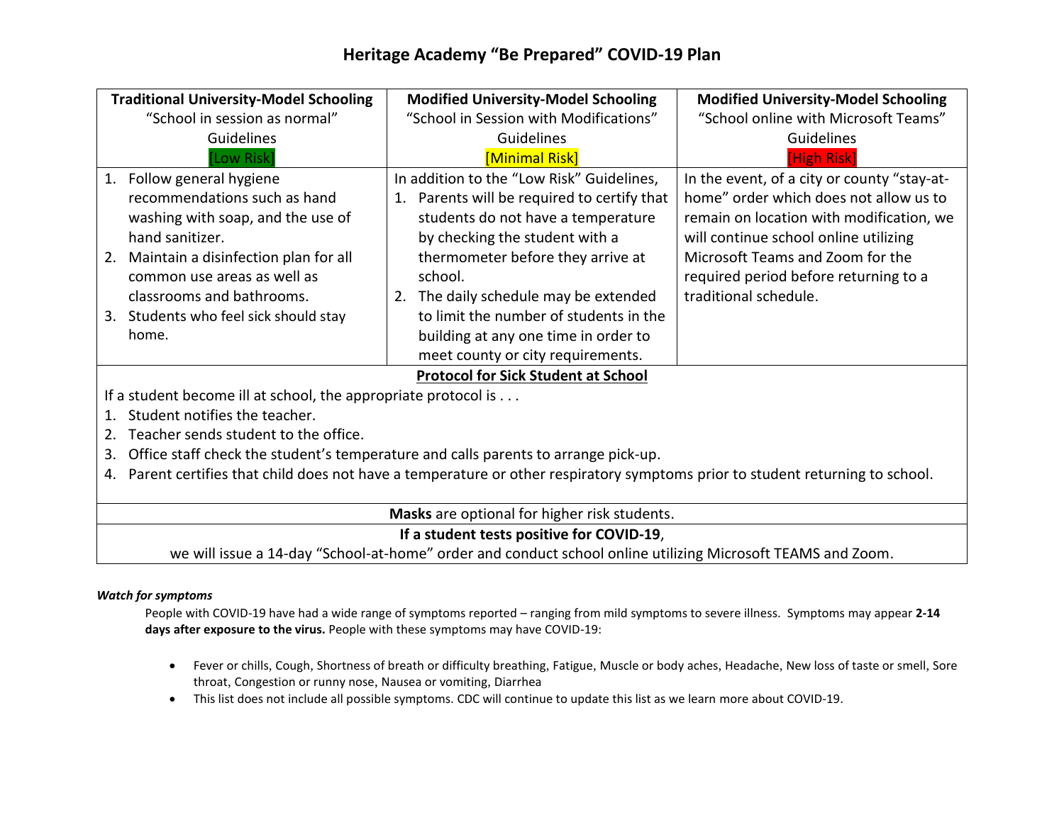# Heritage Academy "Be Prepared" COVID-19 Plan

| **Traditional University-Model Schooling**<br>"School in session as normal"<br>Guidelines<br>[Low Risk] | **Modified University-Model Schooling**<br>"School in Session with Modifications"<br>Guidelines<br>[Minimal Risk] | **Modified University-Model Schooling**<br>"School online with Microsoft Teams"<br>Guidelines<br>[High Risk] |
|---|---|---|
| 1. Follow general hygiene recommendations such as hand washing with soap, and the use of hand sanitizer.<br>2. Maintain a disinfection plan for all common use areas as well as classrooms and bathrooms.<br>3. Students who feel sick should stay home. | In addition to the "Low Risk" Guidelines,<br>1. Parents will be required to certify that students do not have a temperature by checking the student with a thermometer before they arrive at school.<br>2. The daily schedule may be extended to limit the number of students in the building at any one time in order to meet county or city requirements. | In the event, of a city or county "stay-at-home" order which does not allow us to remain on location with modification, we will continue school online utilizing Microsoft Teams and Zoom for the required period before returning to a traditional schedule. |

**Protocol for Sick Student at School**

If a student become ill at school, the appropriate protocol is . . .

1. Student notifies the teacher.
2. Teacher sends student to the office.
3. Office staff check the student's temperature and calls parents to arrange pick-up.
4. Parent certifies that child does not have a temperature or other respiratory symptoms prior to student returning to school.

**Masks** are optional for higher risk students.

**If a student tests positive for COVID-19**,
we will issue a 14-day "School-at-home" order and conduct school online utilizing Microsoft TEAMS and Zoom.

***Watch for symptoms***

People with COVID-19 have had a wide range of symptoms reported – ranging from mild symptoms to severe illness. Symptoms may appear **2-14 days after exposure to the virus.** People with these symptoms may have COVID-19:

- Fever or chills, Cough, Shortness of breath or difficulty breathing, Fatigue, Muscle or body aches, Headache, New loss of taste or smell, Sore throat, Congestion or runny nose, Nausea or vomiting, Diarrhea
- This list does not include all possible symptoms. CDC will continue to update this list as we learn more about COVID-19.